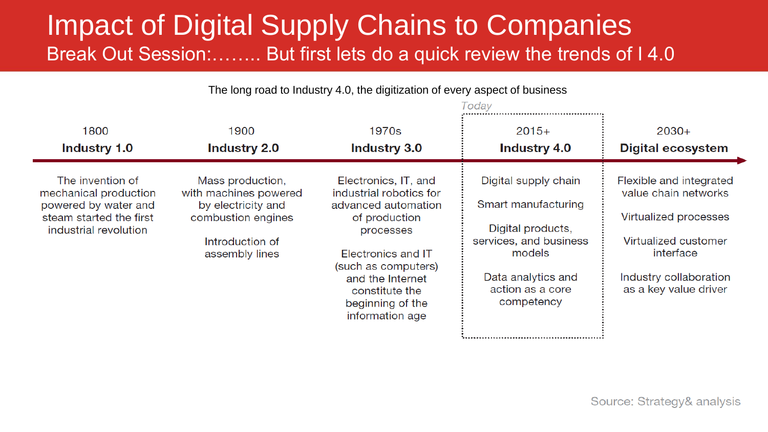# Impact of Digital Supply Chains to Companies

## Break Out Session:…….. But first lets do a quick review the trends of I 4.0

The long road to Industry 4.0, the digitization of every aspect of business

*Today*

| 1800 **Industry 1.0** | 1900 **Industry 2.0** | 1970s **Industry 3.0** | 2015+ **Industry 4.0** | 2030+ **Digital ecosystem** |
|---|---|---|---|---|
| The invention of mechanical production powered by water and steam started the first industrial revolution | Mass production, with machines powered by electricity and combustion engines<br><br>Introduction of assembly lines | Electronics, IT, and industrial robotics for advanced automation of production processes<br><br>Electronics and IT (such as computers) and the Internet constitute the beginning of the information age | Digital supply chain<br><br>Smart manufacturing<br><br>Digital products, services, and business models<br><br>Data analytics and action as a core competency | Flexible and integrated value chain networks<br><br>Virtualized processes<br><br>Virtualized customer interface<br><br>Industry collaboration as a key value driver |

Source: Strategy& analysis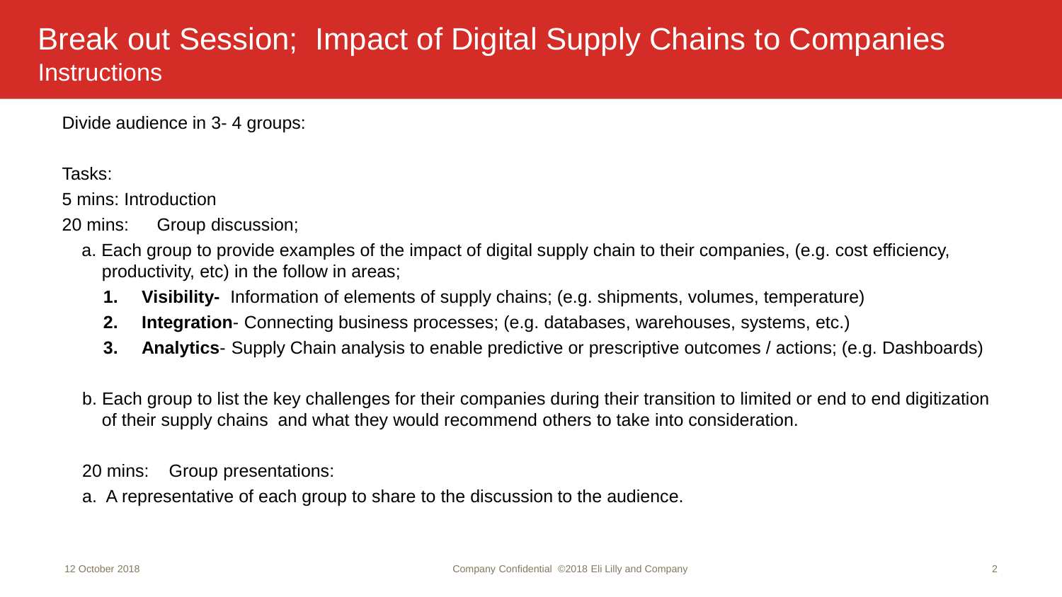# Break out Session; Impact of Digital Supply Chains to Companies

## Instructions

Divide audience in 3- 4 groups:

Tasks:

5 mins: Introduction

20 mins: Group discussion;

a. Each group to provide examples of the impact of digital supply chain to their companies, (e.g. cost efficiency, productivity, etc) in the follow in areas;

1. **Visibility-** Information of elements of supply chains; (e.g. shipments, volumes, temperature)
2. **Integration**- Connecting business processes; (e.g. databases, warehouses, systems, etc.)
3. **Analytics**- Supply Chain analysis to enable predictive or prescriptive outcomes / actions; (e.g. Dashboards)

b. Each group to list the key challenges for their companies during their transition to limited or end to end digitization of their supply chains and what they would recommend others to take into consideration.

20 mins: Group presentations:

a. A representative of each group to share to the discussion to the audience.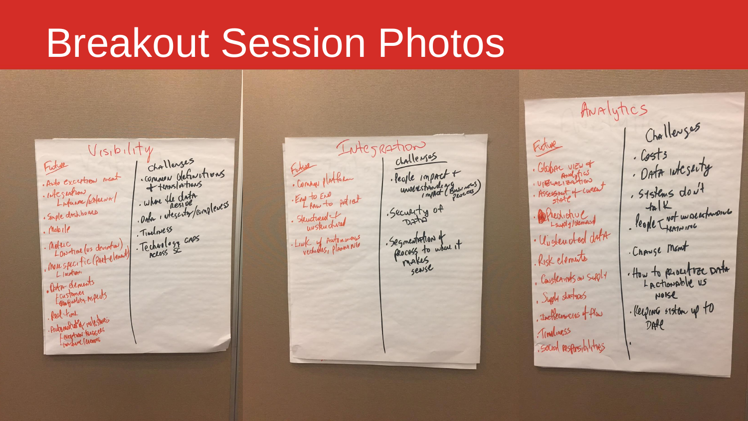# Breakout Session Photos

## Visibility

**Future**

- Auto exception mgmt
- Integration
  - Internal/External
- Simple dashboard
- Mobile
- Metric
  - Lon-time (vs deviation)
- More specific (Part-element)
  - Location
- Data elements
  - Customer
  - Data quality aspects
- Real-time
- Automated milestones
  - Exception triggers
  - Tradeoff (measures)

**Challenges**

- Common definitions + translations
- Where the data reside
- Data integrity/completeness
- Timeliness
- Technology gaps across SC

## Integration

**Future**

- Common platform
- End to End
  - Raw to patient
- Structured + unstructured
- Link of Autonomous vehicles, planning

**Challenges**

- People impact + understanding (Business Process)
- Security of Data
- Segmentation of process to where it makes sense

## Analytics

**Future**

- Global view of Analytics
- Visualization
- Assessment of current state
- Predictive
  - Supply/demand
- Unstructured data
- Risk elements
- Constraints on supply
- Supply shortages
- Inefficiencies of flow
- Timeliness
- Social responsibilities

**Challenges**

- Costs
- Data integrity
- Systems don't talk
- People
  - not understanding
  - training
- Change mgmt
- How to prioritize data
  - Actionable vs noise
- Keeping system up to date